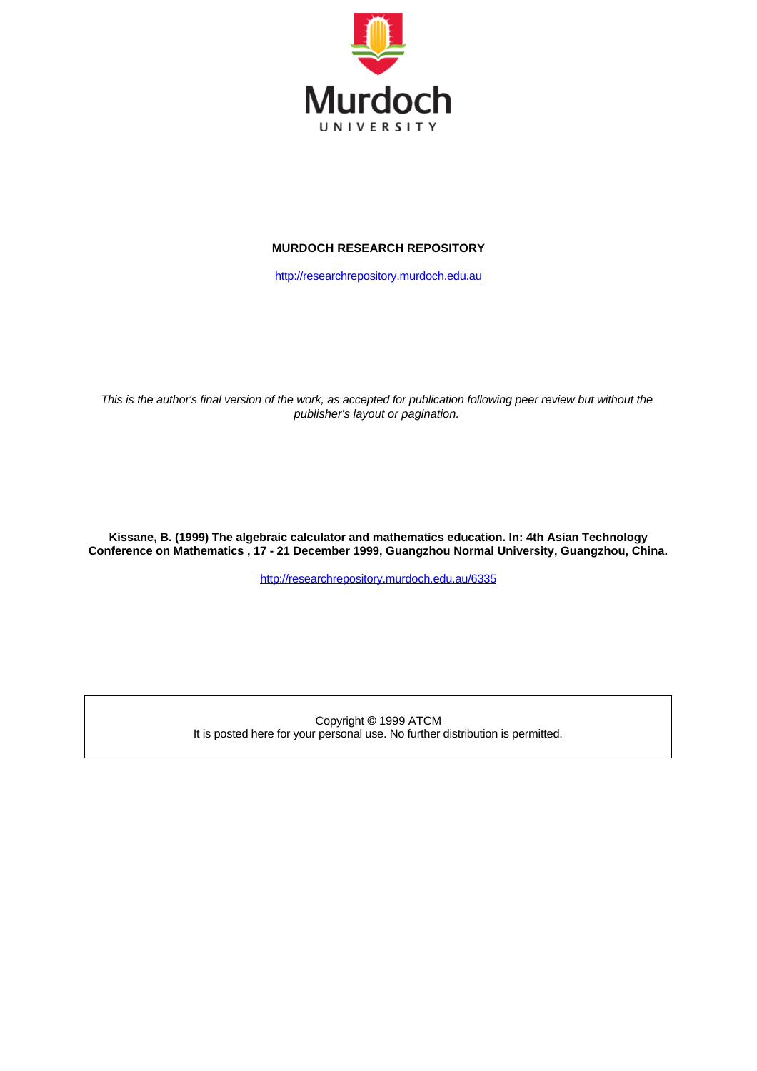Murdoch

UNIVERSITY

**MURDOCH RESEARCH REPOSITORY**

[http://researchrepository.murdoch.edu.au](http://researchrepository.murdoch.edu.au)

*This is the author's final version of the work, as accepted for publication following peer review but without the publisher's layout or pagination.*

**Kissane, B. (1999) The algebraic calculator and mathematics education. In: 4th Asian Technology Conference on Mathematics , 17 - 21 December 1999, Guangzhou Normal University, Guangzhou, China.**

[http://researchrepository.murdoch.edu.au/6335](http://researchrepository.murdoch.edu.au/6335)

Copyright © 1999 ATCM
It is posted here for your personal use. No further distribution is permitted.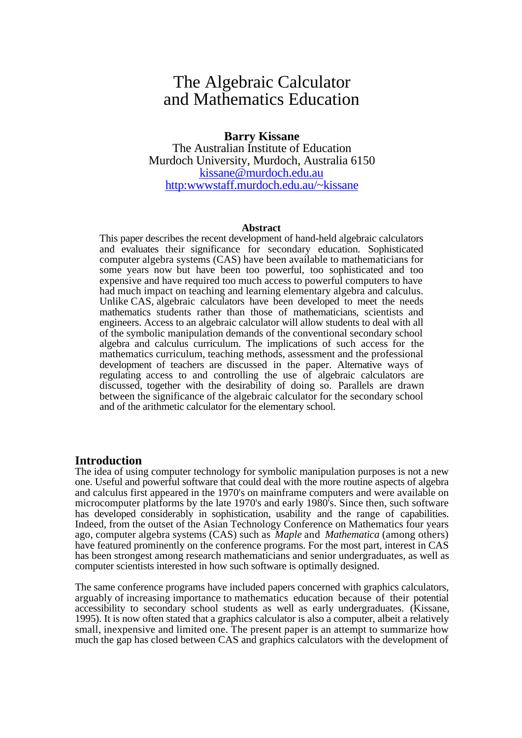# The Algebraic Calculator and Mathematics Education

**Barry Kissane**
The Australian Institute of Education
Murdoch University, Murdoch, Australia 6150
kissane@murdoch.edu.au
http:wwwstaff.murdoch.edu.au/~kissane

**Abstract**

This paper describes the recent development of hand-held algebraic calculators and evaluates their significance for secondary education. Sophisticated computer algebra systems (CAS) have been available to mathematicians for some years now but have been too powerful, too sophisticated and too expensive and have required too much access to powerful computers to have had much impact on teaching and learning elementary algebra and calculus. Unlike CAS, algebraic calculators have been developed to meet the needs mathematics students rather than those of mathematicians, scientists and engineers. Access to an algebraic calculator will allow students to deal with all of the symbolic manipulation demands of the conventional secondary school algebra and calculus curriculum. The implications of such access for the mathematics curriculum, teaching methods, assessment and the professional development of teachers are discussed in the paper. Alternative ways of regulating access to and controlling the use of algebraic calculators are discussed, together with the desirability of doing so. Parallels are drawn between the significance of the algebraic calculator for the secondary school and of the arithmetic calculator for the elementary school.

## Introduction

The idea of using computer technology for symbolic manipulation purposes is not a new one. Useful and powerful software that could deal with the more routine aspects of algebra and calculus first appeared in the 1970's on mainframe computers and were available on microcomputer platforms by the late 1970's and early 1980's. Since then, such software has developed considerably in sophistication, usability and the range of capabilities. Indeed, from the outset of the Asian Technology Conference on Mathematics four years ago, computer algebra systems (CAS) such as *Maple* and *Mathematica* (among others) have featured prominently on the conference programs. For the most part, interest in CAS has been strongest among research mathematicians and senior undergraduates, as well as computer scientists interested in how such software is optimally designed.

The same conference programs have included papers concerned with graphics calculators, arguably of increasing importance to mathematics education because of their potential accessibility to secondary school students as well as early undergraduates. (Kissane, 1995). It is now often stated that a graphics calculator is also a computer, albeit a relatively small, inexpensive and limited one. The present paper is an attempt to summarize how much the gap has closed between CAS and graphics calculators with the development of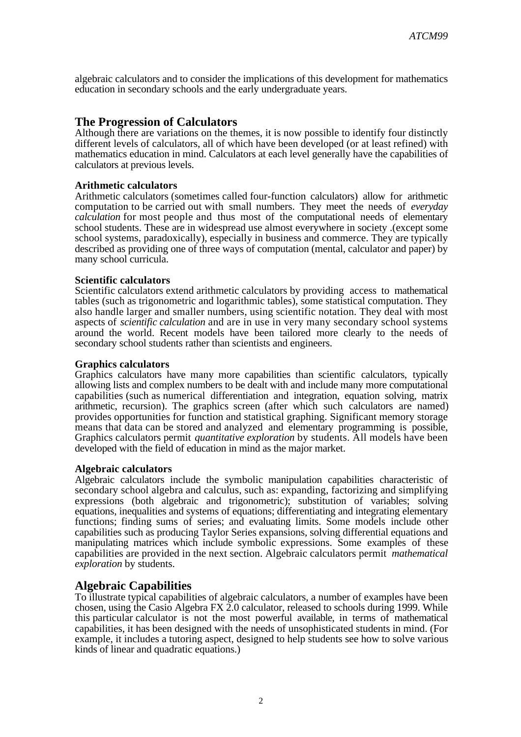algebraic calculators and to consider the implications of this development for mathematics education in secondary schools and the early undergraduate years.

## The Progression of Calculators

Although there are variations on the themes, it is now possible to identify four distinctly different levels of calculators, all of which have been developed (or at least refined) with mathematics education in mind. Calculators at each level generally have the capabilities of calculators at previous levels.

### Arithmetic calculators

Arithmetic calculators (sometimes called four-function calculators) allow for arithmetic computation to be carried out with small numbers. They meet the needs of *everyday calculation* for most people and thus most of the computational needs of elementary school students. These are in widespread use almost everywhere in society .(except some school systems, paradoxically), especially in business and commerce. They are typically described as providing one of three ways of computation (mental, calculator and paper) by many school curricula.

### Scientific calculators

Scientific calculators extend arithmetic calculators by providing access to mathematical tables (such as trigonometric and logarithmic tables), some statistical computation. They also handle larger and smaller numbers, using scientific notation. They deal with most aspects of *scientific calculation* and are in use in very many secondary school systems around the world. Recent models have been tailored more clearly to the needs of secondary school students rather than scientists and engineers.

### Graphics calculators

Graphics calculators have many more capabilities than scientific calculators, typically allowing lists and complex numbers to be dealt with and include many more computational capabilities (such as numerical differentiation and integration, equation solving, matrix arithmetic, recursion). The graphics screen (after which such calculators are named) provides opportunities for function and statistical graphing. Significant memory storage means that data can be stored and analyzed and elementary programming is possible, Graphics calculators permit *quantitative exploration* by students. All models have been developed with the field of education in mind as the major market.

### Algebraic calculators

Algebraic calculators include the symbolic manipulation capabilities characteristic of secondary school algebra and calculus, such as: expanding, factorizing and simplifying expressions (both algebraic and trigonometric); substitution of variables; solving equations, inequalities and systems of equations; differentiating and integrating elementary functions; finding sums of series; and evaluating limits. Some models include other capabilities such as producing Taylor Series expansions, solving differential equations and manipulating matrices which include symbolic expressions. Some examples of these capabilities are provided in the next section. Algebraic calculators permit *mathematical exploration* by students.

## Algebraic Capabilities

To illustrate typical capabilities of algebraic calculators, a number of examples have been chosen, using the Casio Algebra FX 2.0 calculator, released to schools during 1999. While this particular calculator is not the most powerful available, in terms of mathematical capabilities, it has been designed with the needs of unsophisticated students in mind. (For example, it includes a tutoring aspect, designed to help students see how to solve various kinds of linear and quadratic equations.)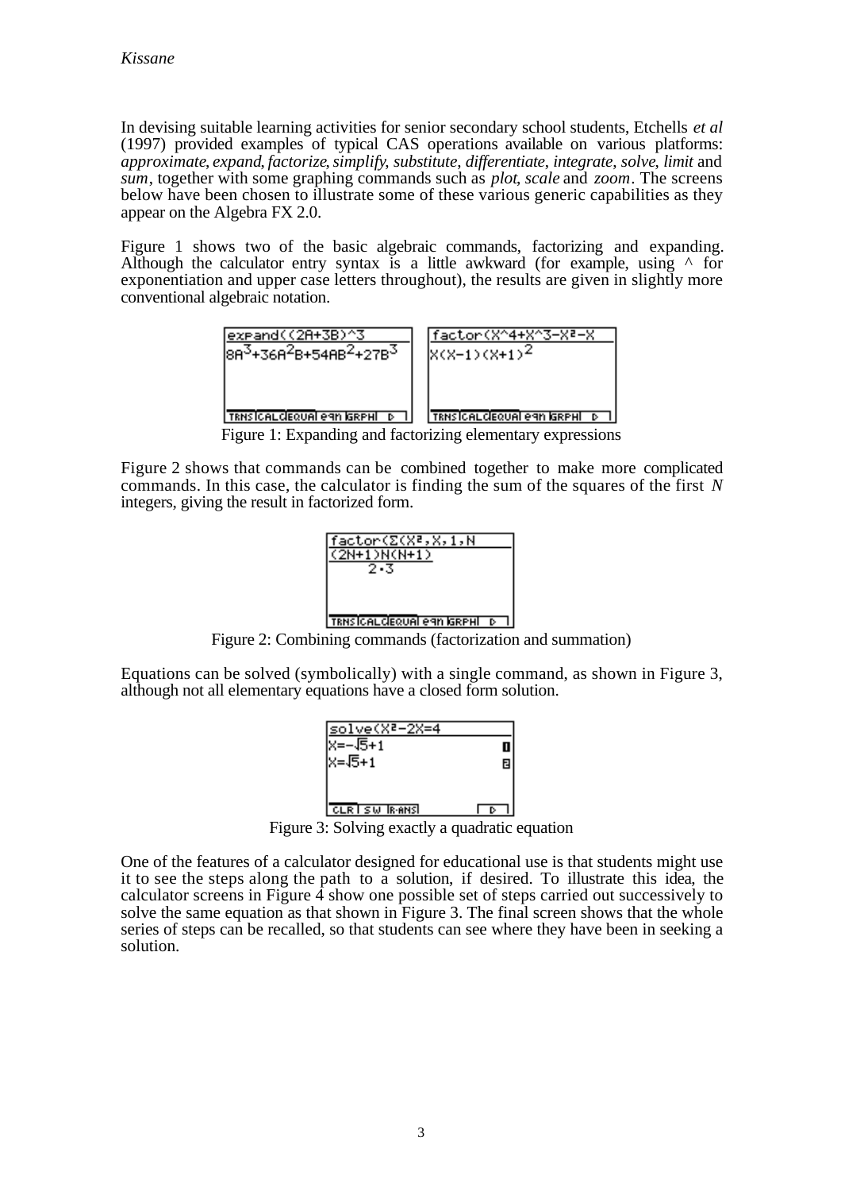In devising suitable learning activities for senior secondary school students, Etchells *et al* (1997) provided examples of typical CAS operations available on various platforms: *approximate*, *expand*, *factorize*, *simplify*, *substitute*, *differentiate*, *integrate*, *solve*, *limit* and *sum*, together with some graphing commands such as *plot*, *scale* and *zoom*. The screens below have been chosen to illustrate some of these various generic capabilities as they appear on the Algebra FX 2.0.

Figure 1 shows two of the basic algebraic commands, factorizing and expanding. Although the calculator entry syntax is a little awkward (for example, using ^ for exponentiation and upper case letters throughout), the results are given in slightly more conventional algebraic notation.

Figure 1: Expanding and factorizing elementary expressions

Figure 2 shows that commands can be combined together to make more complicated commands. In this case, the calculator is finding the sum of the squares of the first *N* integers, giving the result in factorized form.

Figure 2: Combining commands (factorization and summation)

Equations can be solved (symbolically) with a single command, as shown in Figure 3, although not all elementary equations have a closed form solution.

Figure 3: Solving exactly a quadratic equation

One of the features of a calculator designed for educational use is that students might use it to see the steps along the path to a solution, if desired. To illustrate this idea, the calculator screens in Figure 4 show one possible set of steps carried out successively to solve the same equation as that shown in Figure 3. The final screen shows that the whole series of steps can be recalled, so that students can see where they have been in seeking a solution.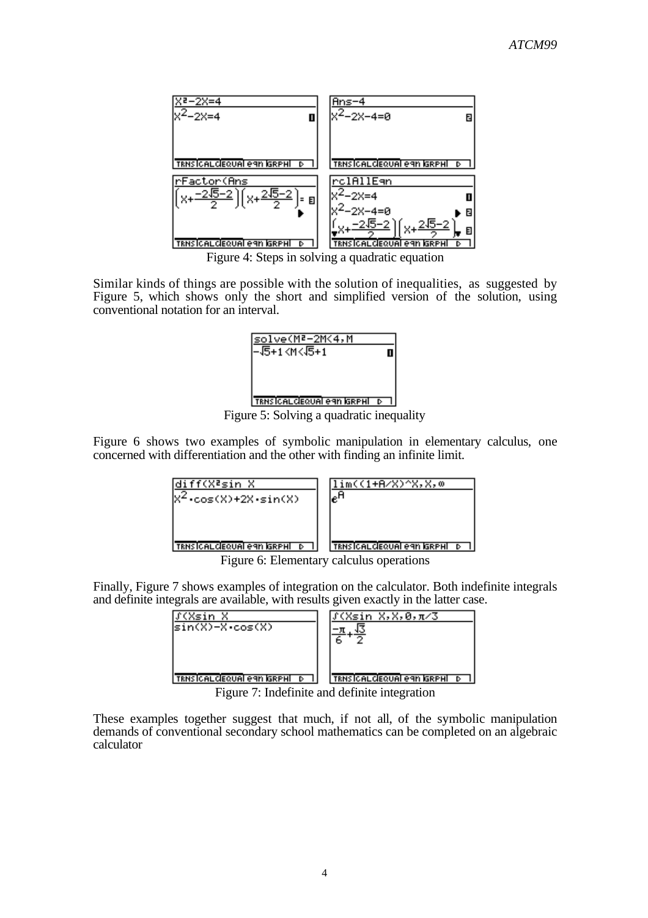Figure 4: Steps in solving a quadratic equation

Similar kinds of things are possible with the solution of inequalities, as suggested by Figure 5, which shows only the short and simplified version of the solution, using conventional notation for an interval.

Figure 5: Solving a quadratic inequality

Figure 6 shows two examples of symbolic manipulation in elementary calculus, one concerned with differentiation and the other with finding an infinite limit.

Figure 6: Elementary calculus operations

Finally, Figure 7 shows examples of integration on the calculator. Both indefinite integrals and definite integrals are available, with results given exactly in the latter case.

Figure 7: Indefinite and definite integration

These examples together suggest that much, if not all, of the symbolic manipulation demands of conventional secondary school mathematics can be completed on an algebraic calculator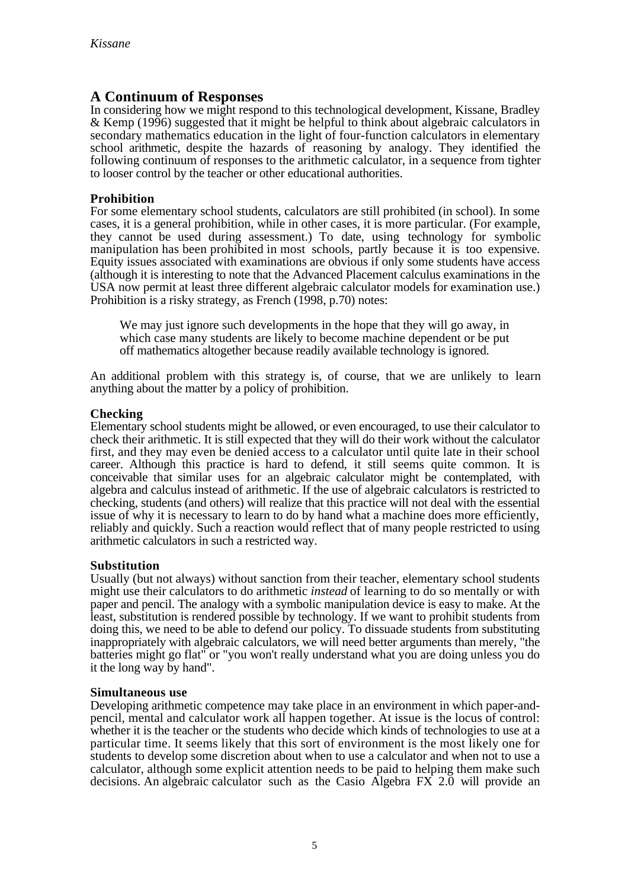## A Continuum of Responses

In considering how we might respond to this technological development, Kissane, Bradley & Kemp (1996) suggested that it might be helpful to think about algebraic calculators in secondary mathematics education in the light of four-function calculators in elementary school arithmetic, despite the hazards of reasoning by analogy. They identified the following continuum of responses to the arithmetic calculator, in a sequence from tighter to looser control by the teacher or other educational authorities.

### Prohibition

For some elementary school students, calculators are still prohibited (in school). In some cases, it is a general prohibition, while in other cases, it is more particular. (For example, they cannot be used during assessment.) To date, using technology for symbolic manipulation has been prohibited in most schools, partly because it is too expensive. Equity issues associated with examinations are obvious if only some students have access (although it is interesting to note that the Advanced Placement calculus examinations in the USA now permit at least three different algebraic calculator models for examination use.) Prohibition is a risky strategy, as French (1998, p.70) notes:

> We may just ignore such developments in the hope that they will go away, in which case many students are likely to become machine dependent or be put off mathematics altogether because readily available technology is ignored.

An additional problem with this strategy is, of course, that we are unlikely to learn anything about the matter by a policy of prohibition.

### Checking

Elementary school students might be allowed, or even encouraged, to use their calculator to check their arithmetic. It is still expected that they will do their work without the calculator first, and they may even be denied access to a calculator until quite late in their school career. Although this practice is hard to defend, it still seems quite common. It is conceivable that similar uses for an algebraic calculator might be contemplated, with algebra and calculus instead of arithmetic. If the use of algebraic calculators is restricted to checking, students (and others) will realize that this practice will not deal with the essential issue of why it is necessary to learn to do by hand what a machine does more efficiently, reliably and quickly. Such a reaction would reflect that of many people restricted to using arithmetic calculators in such a restricted way.

### Substitution

Usually (but not always) without sanction from their teacher, elementary school students might use their calculators to do arithmetic *instead* of learning to do so mentally or with paper and pencil. The analogy with a symbolic manipulation device is easy to make. At the least, substitution is rendered possible by technology. If we want to prohibit students from doing this, we need to be able to defend our policy. To dissuade students from substituting inappropriately with algebraic calculators, we will need better arguments than merely, "the batteries might go flat" or "you won't really understand what you are doing unless you do it the long way by hand".

### Simultaneous use

Developing arithmetic competence may take place in an environment in which paper-and-pencil, mental and calculator work all happen together. At issue is the locus of control: whether it is the teacher or the students who decide which kinds of technologies to use at a particular time. It seems likely that this sort of environment is the most likely one for students to develop some discretion about when to use a calculator and when not to use a calculator, although some explicit attention needs to be paid to helping them make such decisions. An algebraic calculator such as the Casio Algebra FX 2.0 will provide an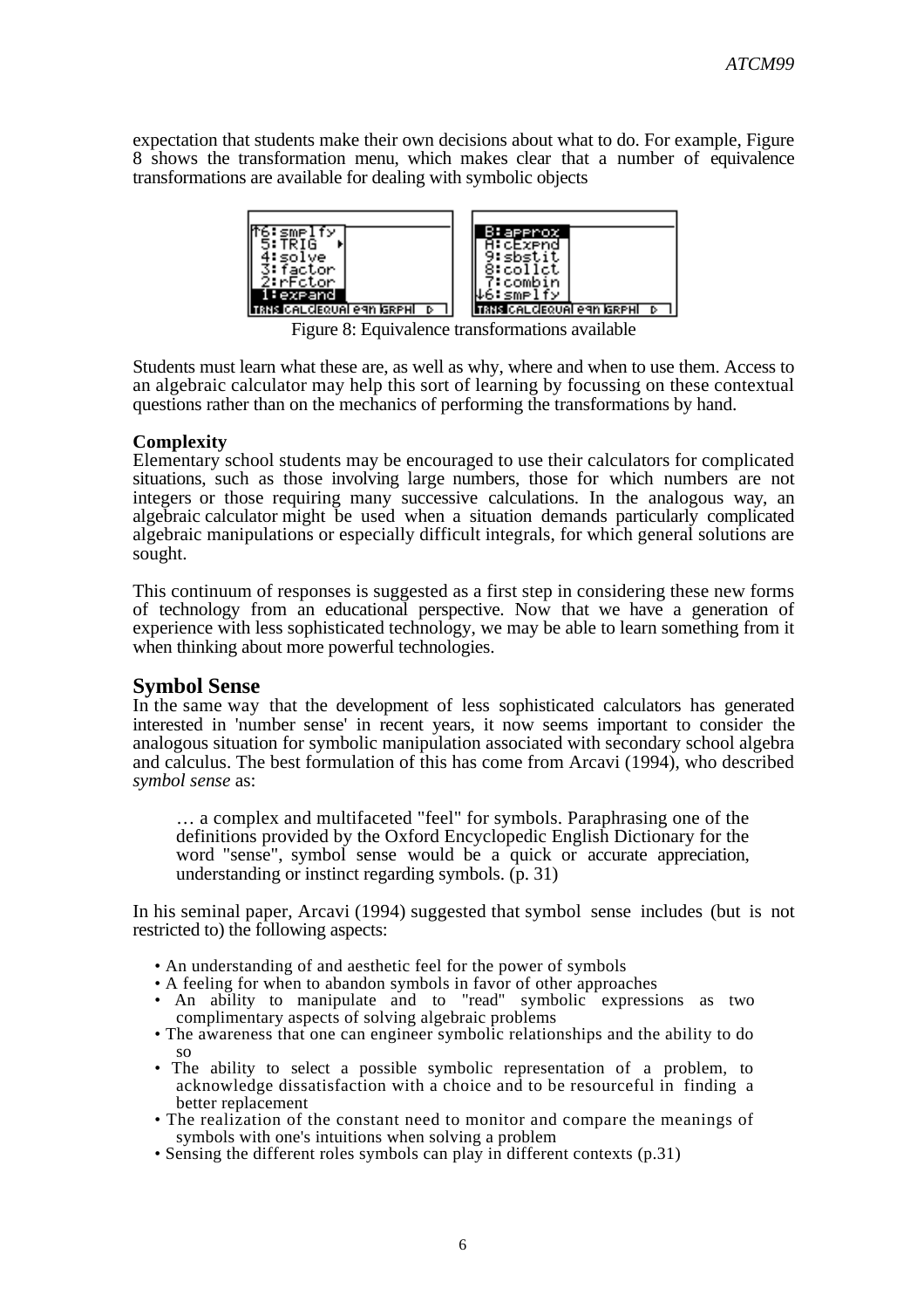expectation that students make their own decisions about what to do. For example, Figure 8 shows the transformation menu, which makes clear that a number of equivalence transformations are available for dealing with symbolic objects

Figure 8: Equivalence transformations available

Students must learn what these are, as well as why, where and when to use them. Access to an algebraic calculator may help this sort of learning by focussing on these contextual questions rather than on the mechanics of performing the transformations by hand.

**Complexity**
Elementary school students may be encouraged to use their calculators for complicated situations, such as those involving large numbers, those for which numbers are not integers or those requiring many successive calculations. In the analogous way, an algebraic calculator might be used when a situation demands particularly complicated algebraic manipulations or especially difficult integrals, for which general solutions are sought.

This continuum of responses is suggested as a first step in considering these new forms of technology from an educational perspective. Now that we have a generation of experience with less sophisticated technology, we may be able to learn something from it when thinking about more powerful technologies.

## Symbol Sense

In the same way that the development of less sophisticated calculators has generated interested in 'number sense' in recent years, it now seems important to consider the analogous situation for symbolic manipulation associated with secondary school algebra and calculus. The best formulation of this has come from Arcavi (1994), who described *symbol sense* as:

> … a complex and multifaceted "feel" for symbols. Paraphrasing one of the definitions provided by the Oxford Encyclopedic English Dictionary for the word "sense", symbol sense would be a quick or accurate appreciation, understanding or instinct regarding symbols. (p. 31)

In his seminal paper, Arcavi (1994) suggested that symbol sense includes (but is not restricted to) the following aspects:

- An understanding of and aesthetic feel for the power of symbols
- A feeling for when to abandon symbols in favor of other approaches
- An ability to manipulate and to "read" symbolic expressions as two complimentary aspects of solving algebraic problems
- The awareness that one can engineer symbolic relationships and the ability to do so
- The ability to select a possible symbolic representation of a problem, to acknowledge dissatisfaction with a choice and to be resourceful in finding a better replacement
- The realization of the constant need to monitor and compare the meanings of symbols with one's intuitions when solving a problem
- Sensing the different roles symbols can play in different contexts (p.31)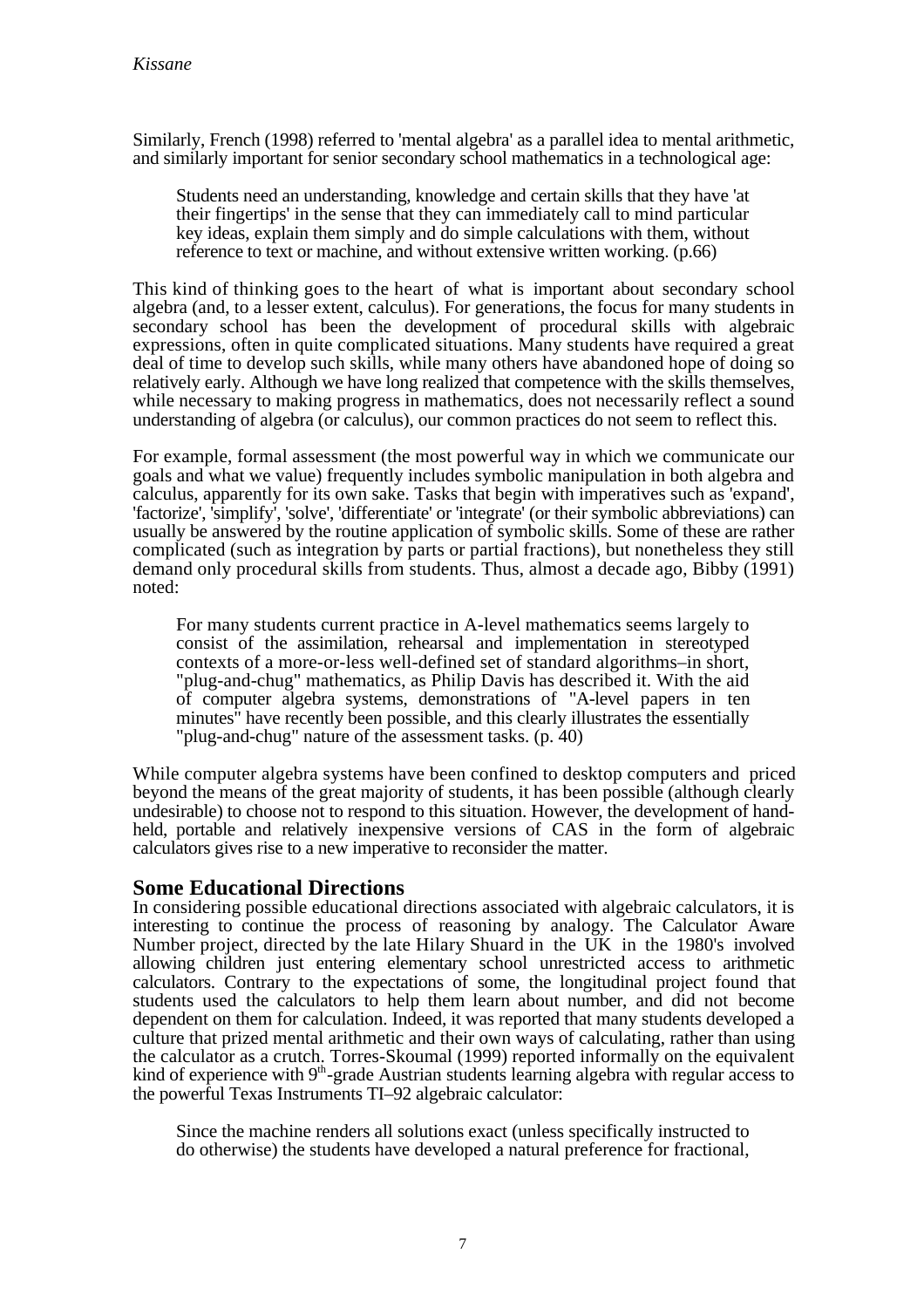Similarly, French (1998) referred to 'mental algebra' as a parallel idea to mental arithmetic, and similarly important for senior secondary school mathematics in a technological age:

> Students need an understanding, knowledge and certain skills that they have 'at their fingertips' in the sense that they can immediately call to mind particular key ideas, explain them simply and do simple calculations with them, without reference to text or machine, and without extensive written working. (p.66)

This kind of thinking goes to the heart of what is important about secondary school algebra (and, to a lesser extent, calculus). For generations, the focus for many students in secondary school has been the development of procedural skills with algebraic expressions, often in quite complicated situations. Many students have required a great deal of time to develop such skills, while many others have abandoned hope of doing so relatively early. Although we have long realized that competence with the skills themselves, while necessary to making progress in mathematics, does not necessarily reflect a sound understanding of algebra (or calculus), our common practices do not seem to reflect this.

For example, formal assessment (the most powerful way in which we communicate our goals and what we value) frequently includes symbolic manipulation in both algebra and calculus, apparently for its own sake. Tasks that begin with imperatives such as 'expand', 'factorize', 'simplify', 'solve', 'differentiate' or 'integrate' (or their symbolic abbreviations) can usually be answered by the routine application of symbolic skills. Some of these are rather complicated (such as integration by parts or partial fractions), but nonetheless they still demand only procedural skills from students. Thus, almost a decade ago, Bibby (1991) noted:

> For many students current practice in A-level mathematics seems largely to consist of the assimilation, rehearsal and implementation in stereotyped contexts of a more-or-less well-defined set of standard algorithms–in short, "plug-and-chug" mathematics, as Philip Davis has described it. With the aid of computer algebra systems, demonstrations of "A-level papers in ten minutes" have recently been possible, and this clearly illustrates the essentially "plug-and-chug" nature of the assessment tasks. (p. 40)

While computer algebra systems have been confined to desktop computers and priced beyond the means of the great majority of students, it has been possible (although clearly undesirable) to choose not to respond to this situation. However, the development of hand-held, portable and relatively inexpensive versions of CAS in the form of algebraic calculators gives rise to a new imperative to reconsider the matter.

## Some Educational Directions

In considering possible educational directions associated with algebraic calculators, it is interesting to continue the process of reasoning by analogy. The Calculator Aware Number project, directed by the late Hilary Shuard in the UK in the 1980's involved allowing children just entering elementary school unrestricted access to arithmetic calculators. Contrary to the expectations of some, the longitudinal project found that students used the calculators to help them learn about number, and did not become dependent on them for calculation. Indeed, it was reported that many students developed a culture that prized mental arithmetic and their own ways of calculating, rather than using the calculator as a crutch. Torres-Skoumal (1999) reported informally on the equivalent kind of experience with 9th-grade Austrian students learning algebra with regular access to the powerful Texas Instruments TI–92 algebraic calculator:

> Since the machine renders all solutions exact (unless specifically instructed to do otherwise) the students have developed a natural preference for fractional,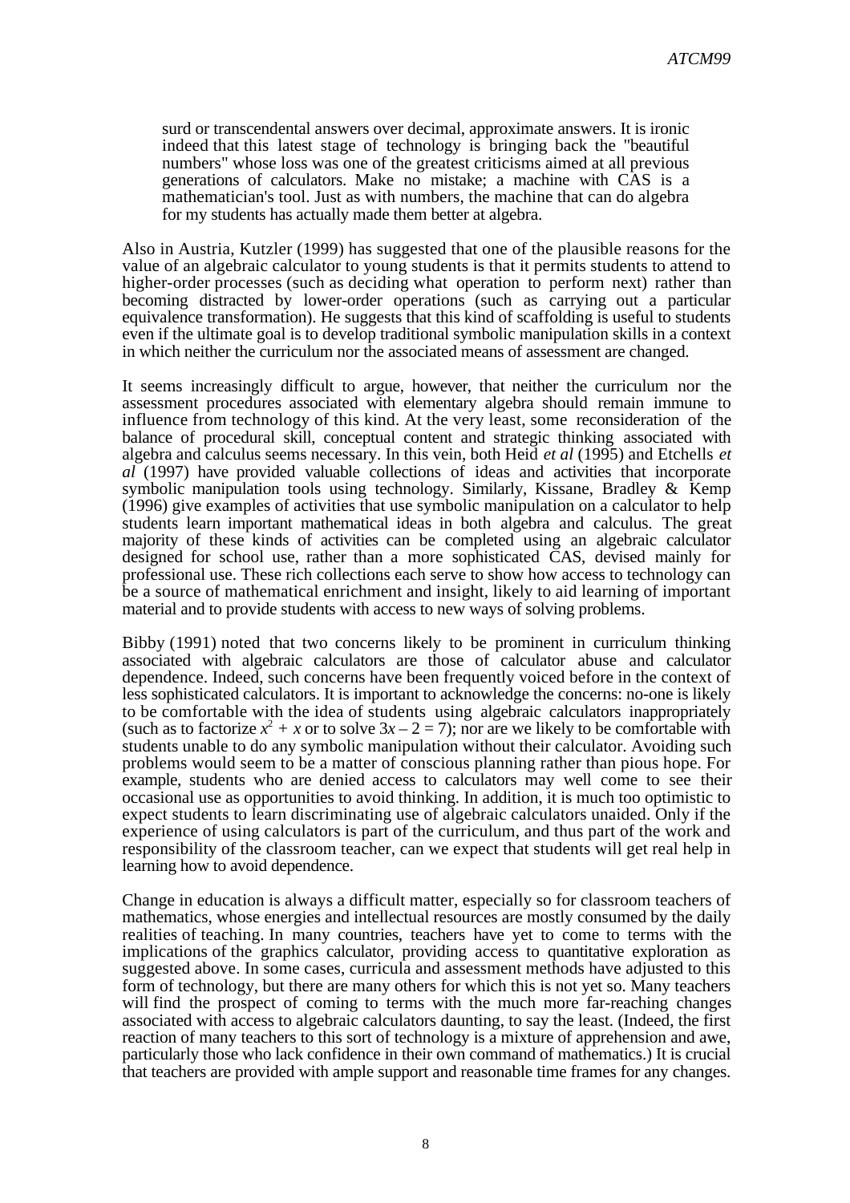> surd or transcendental answers over decimal, approximate answers. It is ironic indeed that this latest stage of technology is bringing back the "beautiful numbers" whose loss was one of the greatest criticisms aimed at all previous generations of calculators. Make no mistake; a machine with CAS is a mathematician's tool. Just as with numbers, the machine that can do algebra for my students has actually made them better at algebra.

Also in Austria, Kutzler (1999) has suggested that one of the plausible reasons for the value of an algebraic calculator to young students is that it permits students to attend to higher-order processes (such as deciding what operation to perform next) rather than becoming distracted by lower-order operations (such as carrying out a particular equivalence transformation). He suggests that this kind of scaffolding is useful to students even if the ultimate goal is to develop traditional symbolic manipulation skills in a context in which neither the curriculum nor the associated means of assessment are changed.

It seems increasingly difficult to argue, however, that neither the curriculum nor the assessment procedures associated with elementary algebra should remain immune to influence from technology of this kind. At the very least, some reconsideration of the balance of procedural skill, conceptual content and strategic thinking associated with algebra and calculus seems necessary. In this vein, both Heid *et al* (1995) and Etchells *et al* (1997) have provided valuable collections of ideas and activities that incorporate symbolic manipulation tools using technology. Similarly, Kissane, Bradley & Kemp (1996) give examples of activities that use symbolic manipulation on a calculator to help students learn important mathematical ideas in both algebra and calculus. The great majority of these kinds of activities can be completed using an algebraic calculator designed for school use, rather than a more sophisticated CAS, devised mainly for professional use. These rich collections each serve to show how access to technology can be a source of mathematical enrichment and insight, likely to aid learning of important material and to provide students with access to new ways of solving problems.

Bibby (1991) noted that two concerns likely to be prominent in curriculum thinking associated with algebraic calculators are those of calculator abuse and calculator dependence. Indeed, such concerns have been frequently voiced before in the context of less sophisticated calculators. It is important to acknowledge the concerns: no-one is likely to be comfortable with the idea of students using algebraic calculators inappropriately (such as to factorize $x^2 + x$ or to solve $3x - 2 = 7$); nor are we likely to be comfortable with students unable to do any symbolic manipulation without their calculator. Avoiding such problems would seem to be a matter of conscious planning rather than pious hope. For example, students who are denied access to calculators may well come to see their occasional use as opportunities to avoid thinking. In addition, it is much too optimistic to expect students to learn discriminating use of algebraic calculators unaided. Only if the experience of using calculators is part of the curriculum, and thus part of the work and responsibility of the classroom teacher, can we expect that students will get real help in learning how to avoid dependence.

Change in education is always a difficult matter, especially so for classroom teachers of mathematics, whose energies and intellectual resources are mostly consumed by the daily realities of teaching. In many countries, teachers have yet to come to terms with the implications of the graphics calculator, providing access to quantitative exploration as suggested above. In some cases, curricula and assessment methods have adjusted to this form of technology, but there are many others for which this is not yet so. Many teachers will find the prospect of coming to terms with the much more far-reaching changes associated with access to algebraic calculators daunting, to say the least. (Indeed, the first reaction of many teachers to this sort of technology is a mixture of apprehension and awe, particularly those who lack confidence in their own command of mathematics.) It is crucial that teachers are provided with ample support and reasonable time frames for any changes.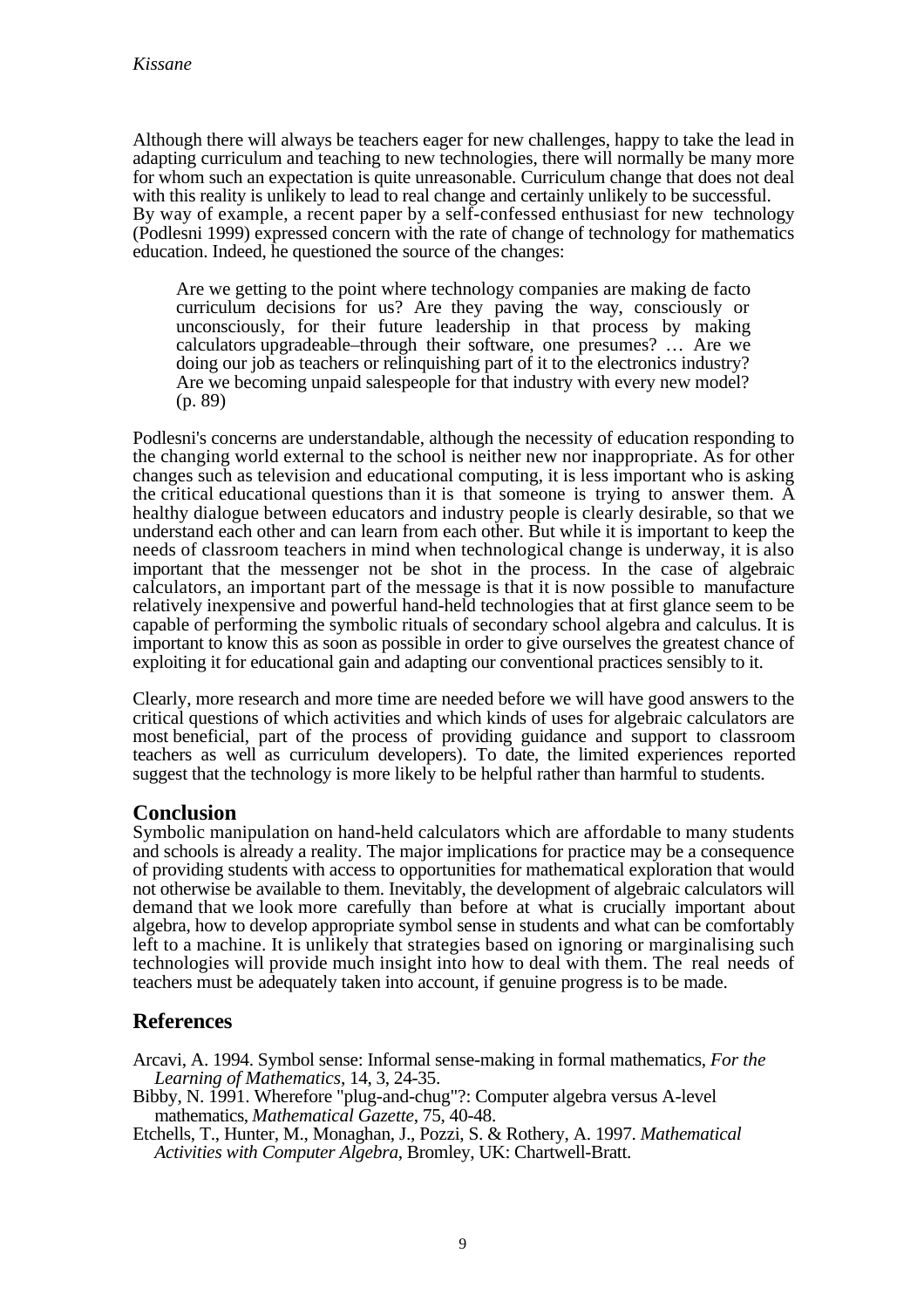Although there will always be teachers eager for new challenges, happy to take the lead in adapting curriculum and teaching to new technologies, there will normally be many more for whom such an expectation is quite unreasonable. Curriculum change that does not deal with this reality is unlikely to lead to real change and certainly unlikely to be successful. By way of example, a recent paper by a self-confessed enthusiast for new technology (Podlesni 1999) expressed concern with the rate of change of technology for mathematics education. Indeed, he questioned the source of the changes:

> Are we getting to the point where technology companies are making de facto curriculum decisions for us? Are they paving the way, consciously or unconsciously, for their future leadership in that process by making calculators upgradeable–through their software, one presumes? … Are we doing our job as teachers or relinquishing part of it to the electronics industry? Are we becoming unpaid salespeople for that industry with every new model? (p. 89)

Podlesni's concerns are understandable, although the necessity of education responding to the changing world external to the school is neither new nor inappropriate. As for other changes such as television and educational computing, it is less important who is asking the critical educational questions than it is that someone is trying to answer them. A healthy dialogue between educators and industry people is clearly desirable, so that we understand each other and can learn from each other. But while it is important to keep the needs of classroom teachers in mind when technological change is underway, it is also important that the messenger not be shot in the process. In the case of algebraic calculators, an important part of the message is that it is now possible to manufacture relatively inexpensive and powerful hand-held technologies that at first glance seem to be capable of performing the symbolic rituals of secondary school algebra and calculus. It is important to know this as soon as possible in order to give ourselves the greatest chance of exploiting it for educational gain and adapting our conventional practices sensibly to it.

Clearly, more research and more time are needed before we will have good answers to the critical questions of which activities and which kinds of uses for algebraic calculators are most beneficial, part of the process of providing guidance and support to classroom teachers as well as curriculum developers). To date, the limited experiences reported suggest that the technology is more likely to be helpful rather than harmful to students.

## Conclusion

Symbolic manipulation on hand-held calculators which are affordable to many students and schools is already a reality. The major implications for practice may be a consequence of providing students with access to opportunities for mathematical exploration that would not otherwise be available to them. Inevitably, the development of algebraic calculators will demand that we look more carefully than before at what is crucially important about algebra, how to develop appropriate symbol sense in students and what can be comfortably left to a machine. It is unlikely that strategies based on ignoring or marginalising such technologies will provide much insight into how to deal with them. The real needs of teachers must be adequately taken into account, if genuine progress is to be made.

## References

Arcavi, A. 1994. Symbol sense: Informal sense-making in formal mathematics, *For the Learning of Mathematics*, 14, 3, 24-35.

Bibby, N. 1991. Wherefore "plug-and-chug"?: Computer algebra versus A-level mathematics, *Mathematical Gazette*, 75, 40-48.

Etchells, T., Hunter, M., Monaghan, J., Pozzi, S. & Rothery, A. 1997. *Mathematical Activities with Computer Algebra*, Bromley, UK: Chartwell-Bratt.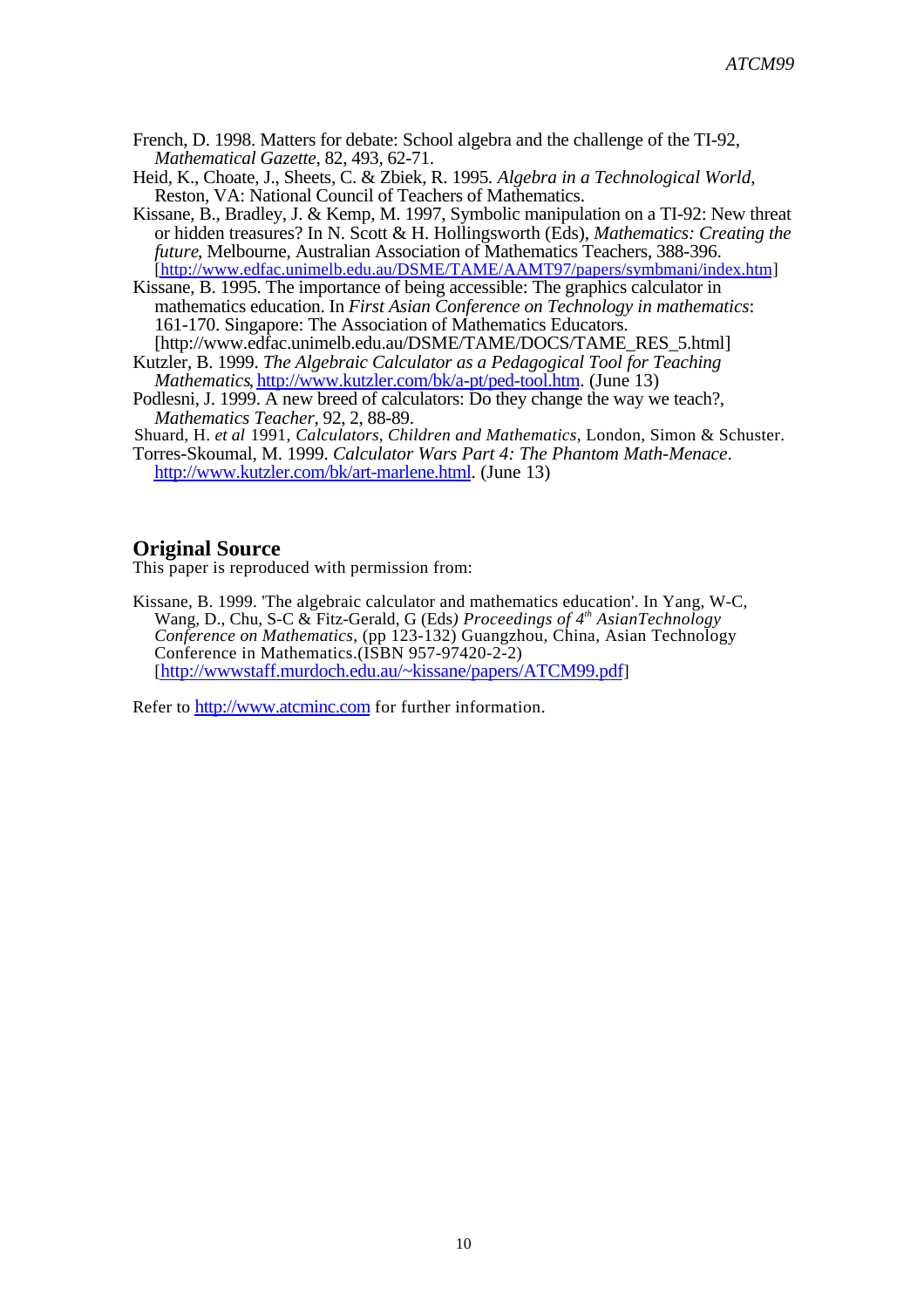French, D. 1998. Matters for debate: School algebra and the challenge of the TI-92, *Mathematical Gazette*, 82, 493, 62-71.

Heid, K., Choate, J., Sheets, C. & Zbiek, R. 1995. *Algebra in a Technological World*, Reston, VA: National Council of Teachers of Mathematics.

Kissane, B., Bradley, J. & Kemp, M. 1997, Symbolic manipulation on a TI-92: New threat or hidden treasures? In N. Scott & H. Hollingsworth (Eds), *Mathematics: Creating the future*, Melbourne, Australian Association of Mathematics Teachers, 388-396. [http://www.edfac.unimelb.edu.au/DSME/TAME/AAMT97/papers/symbmani/index.htm]

Kissane, B. 1995. The importance of being accessible: The graphics calculator in mathematics education. In *First Asian Conference on Technology in mathematics*: 161-170. Singapore: The Association of Mathematics Educators. [http://www.edfac.unimelb.edu.au/DSME/TAME/DOCS/TAME_RES_5.html]

Kutzler, B. 1999. *The Algebraic Calculator as a Pedagogical Tool for Teaching Mathematics*, http://www.kutzler.com/bk/a-pt/ped-tool.htm. (June 13)

Podlesni, J. 1999. A new breed of calculators: Do they change the way we teach?, *Mathematics Teacher*, 92, 2, 88-89.

Shuard, H. *et al* 1991, *Calculators, Children and Mathematics*, London, Simon & Schuster.

Torres-Skoumal, M. 1999. *Calculator Wars Part 4: The Phantom Math-Menace*. http://www.kutzler.com/bk/art-marlene.html. (June 13)

## Original Source

This paper is reproduced with permission from:

Kissane, B. 1999. 'The algebraic calculator and mathematics education'. In Yang, W-C, Wang, D., Chu, S-C & Fitz-Gerald, G (Eds*) Proceedings of 4th AsianTechnology Conference on Mathematics*, (pp 123-132) Guangzhou, China, Asian Technology Conference in Mathematics.(ISBN 957-97420-2-2) [http://wwwstaff.murdoch.edu.au/~kissane/papers/ATCM99.pdf]

Refer to http://www.atcminc.com for further information.